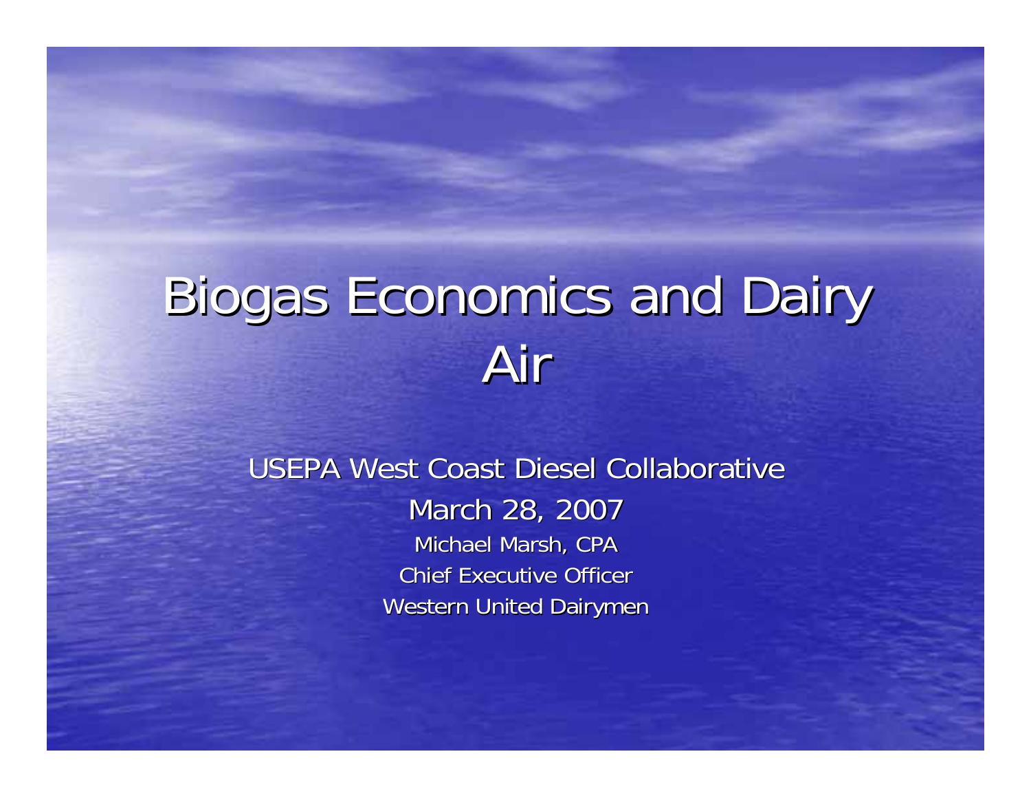# Biogas Economics and Dairy Air

USEPA West Coast Diesel Collaborative

March 28, 2007

Michael Marsh, CPA

Chief Executive Officer

Western United Dairymen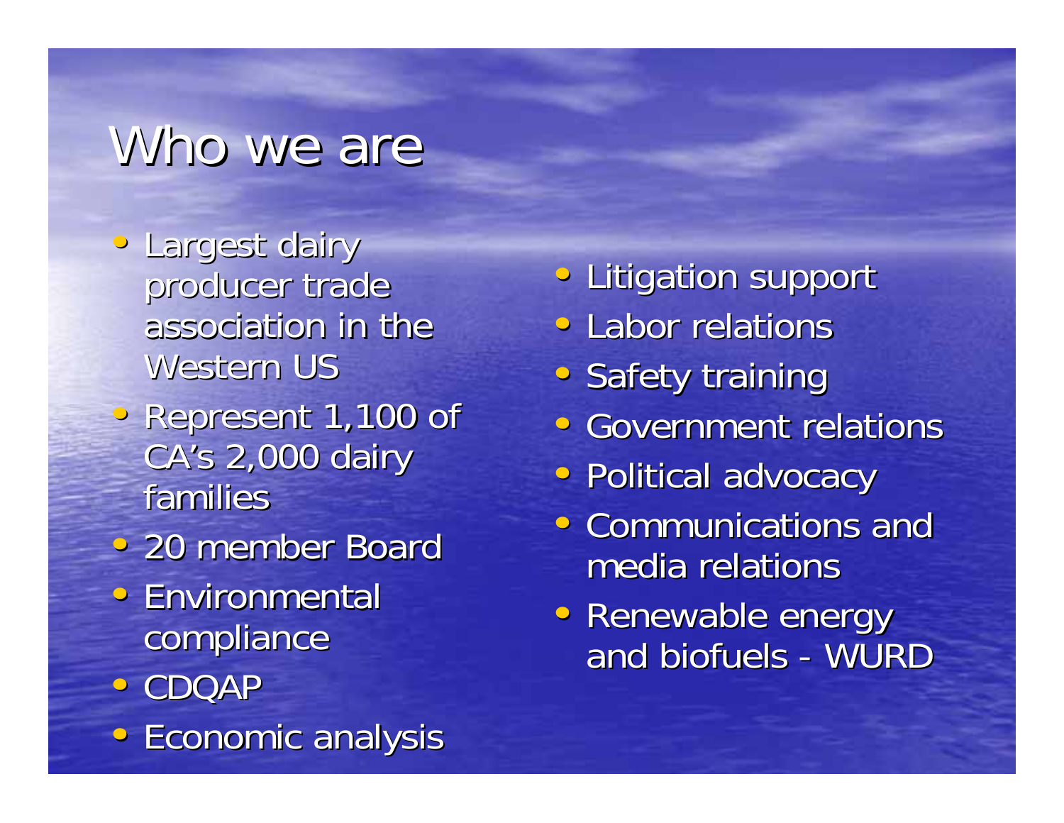# Who we are

- Largest dairy producer trade association in the Western US
- Represent 1,100 of CA's 2,000 dairy families
- 20 member Board
- Environmental compliance
- CDQAP
- Economic analysis
- Litigation support
- Labor relations
- Safety training
- Government relations
- Political advocacy
- Communications and media relations
- Renewable energy and biofuels - WURD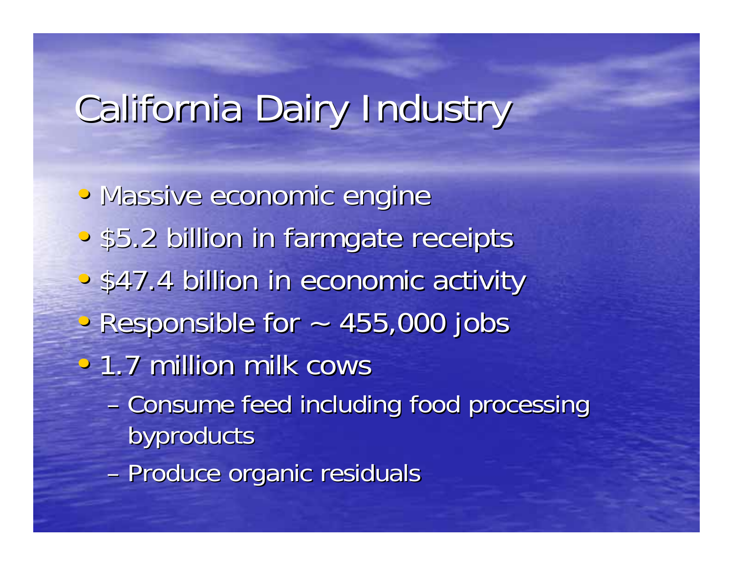# California Dairy Industry

- Massive economic engine
- \$5.2 billion in farmgate receipts
- \$47.4 billion in economic activity
- Responsible for ~ 455,000 jobs
- 1.7 million milk cows
  - Consume feed including food processing byproducts
  - Produce organic residuals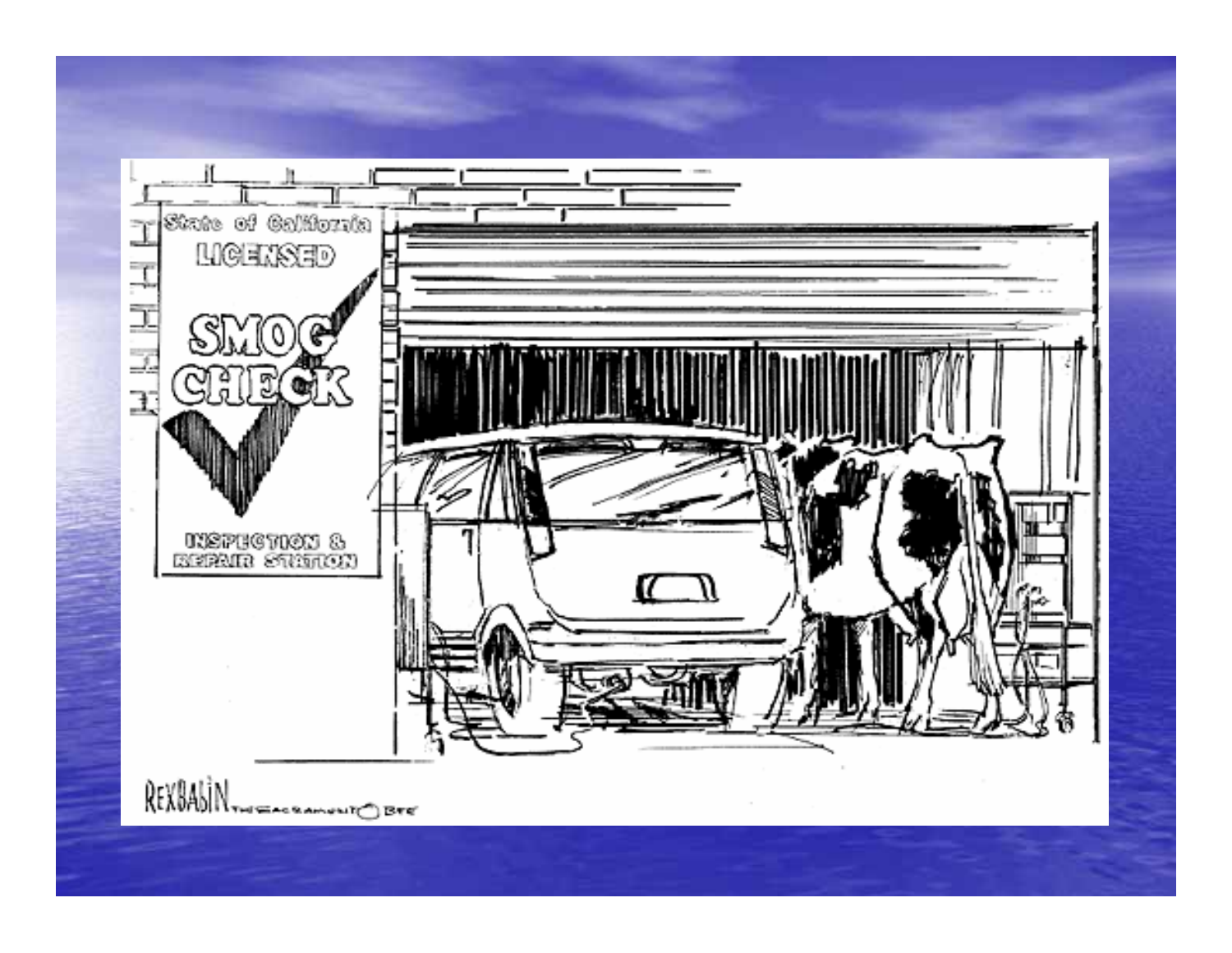State of California

LICENSED

SMOG CHECK

INSPECTION & REPAIR STATION

REXBABIN THE SACRAMENTO BEE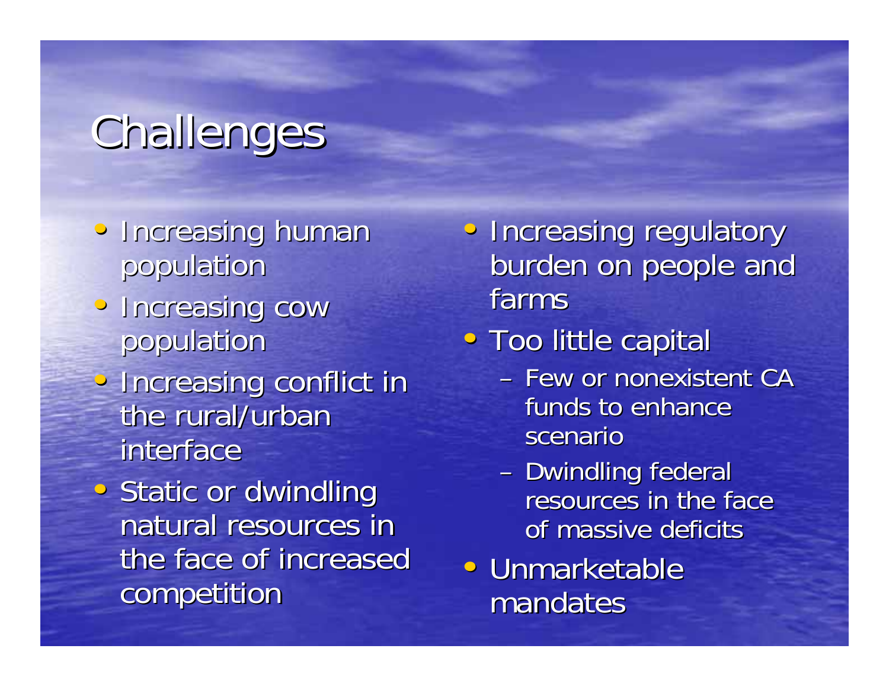# Challenges

- Increasing human population
- Increasing cow population
- Increasing conflict in the rural/urban interface
- Static or dwindling natural resources in the face of increased competition
- Increasing regulatory burden on people and farms
- Too little capital
  - Few or nonexistent CA funds to enhance scenario
  - Dwindling federal resources in the face of massive deficits
- Unmarketable mandates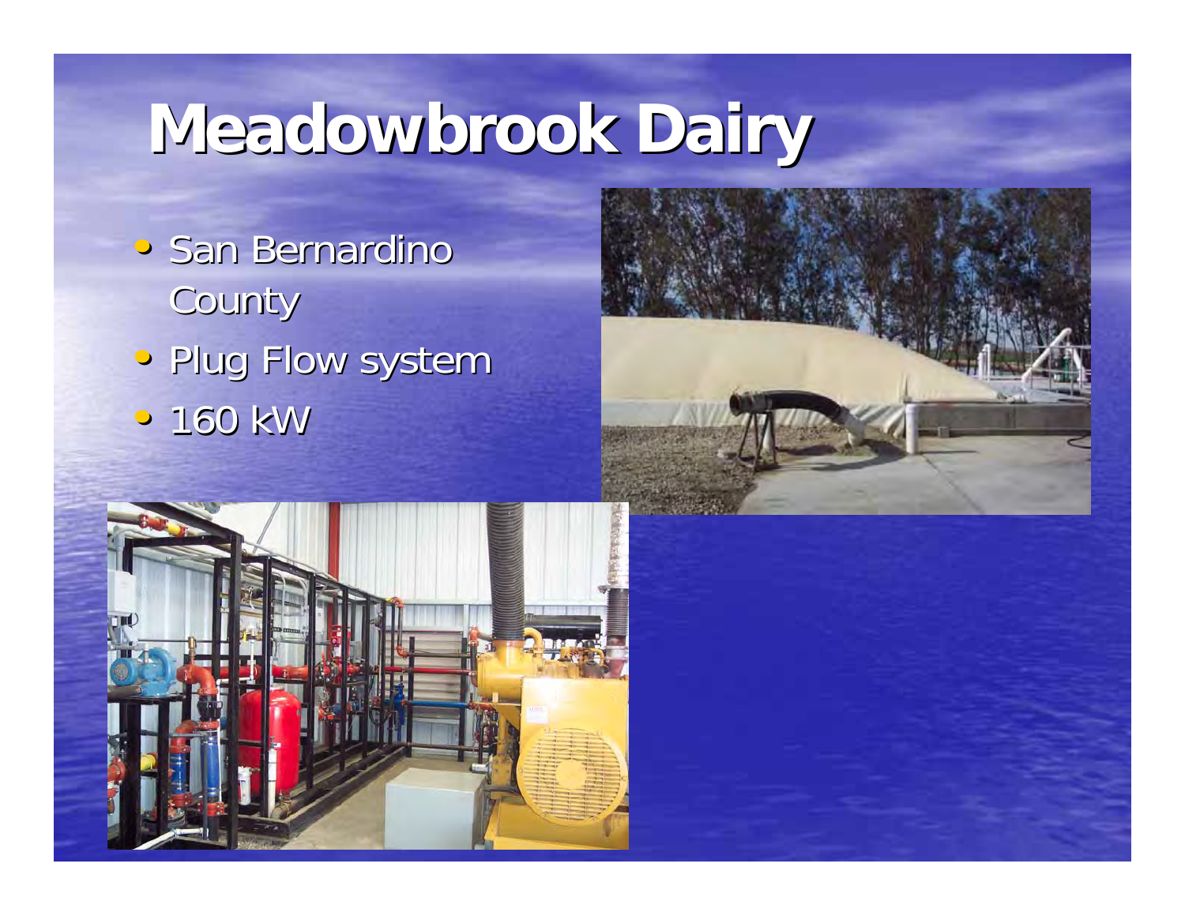# Meadowbrook Dairy

- San Bernardino County
- Plug Flow system
- 160 kW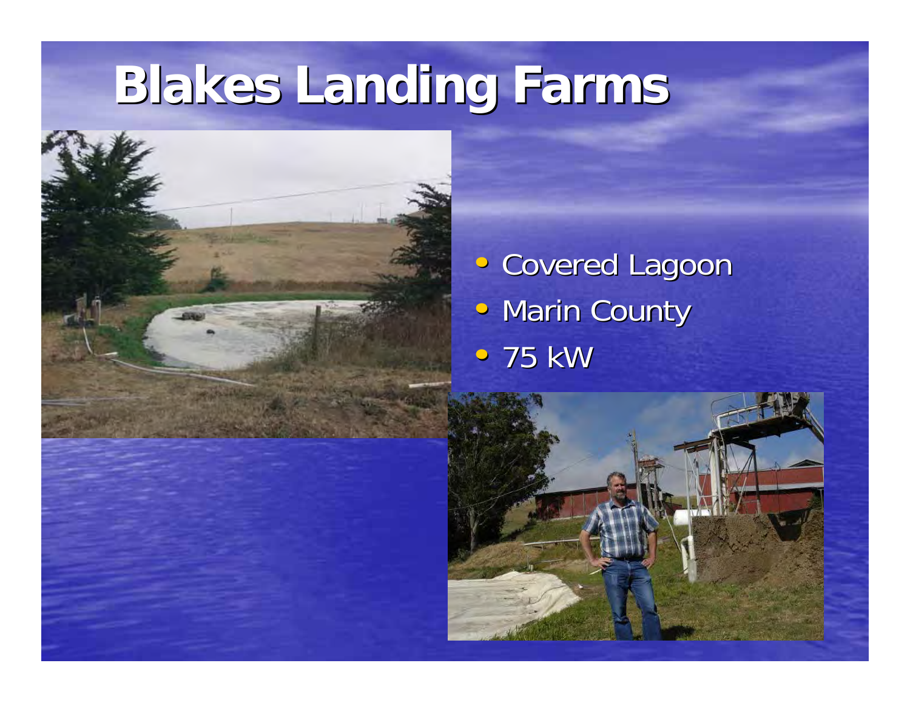# Blakes Landing Farms

- Covered Lagoon
- Marin County
- 75 kW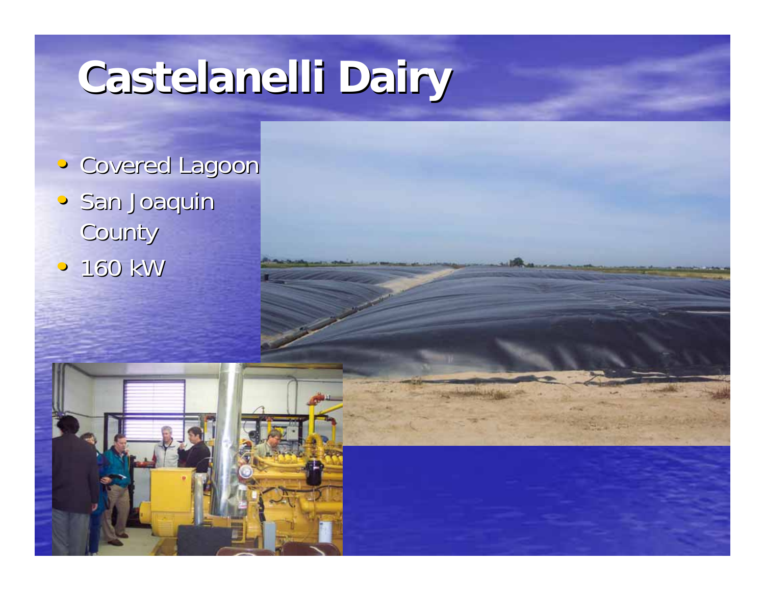# Castelanelli Dairy

- Covered Lagoon
- San Joaquin County
- 160 kW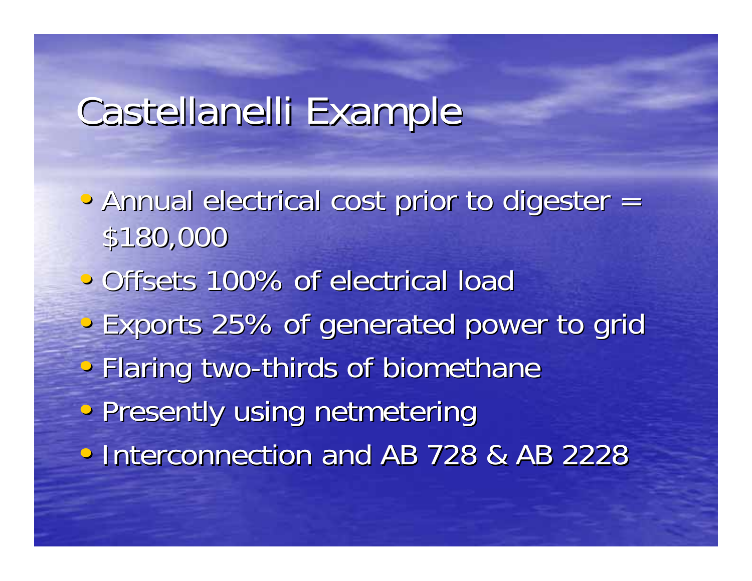# Castellanelli Example

- Annual electrical cost prior to digester = $180,000
- Offsets 100% of electrical load
- Exports 25% of generated power to grid
- Flaring two-thirds of biomethane
- Presently using netmetering
- Interconnection and AB 728 & AB 2228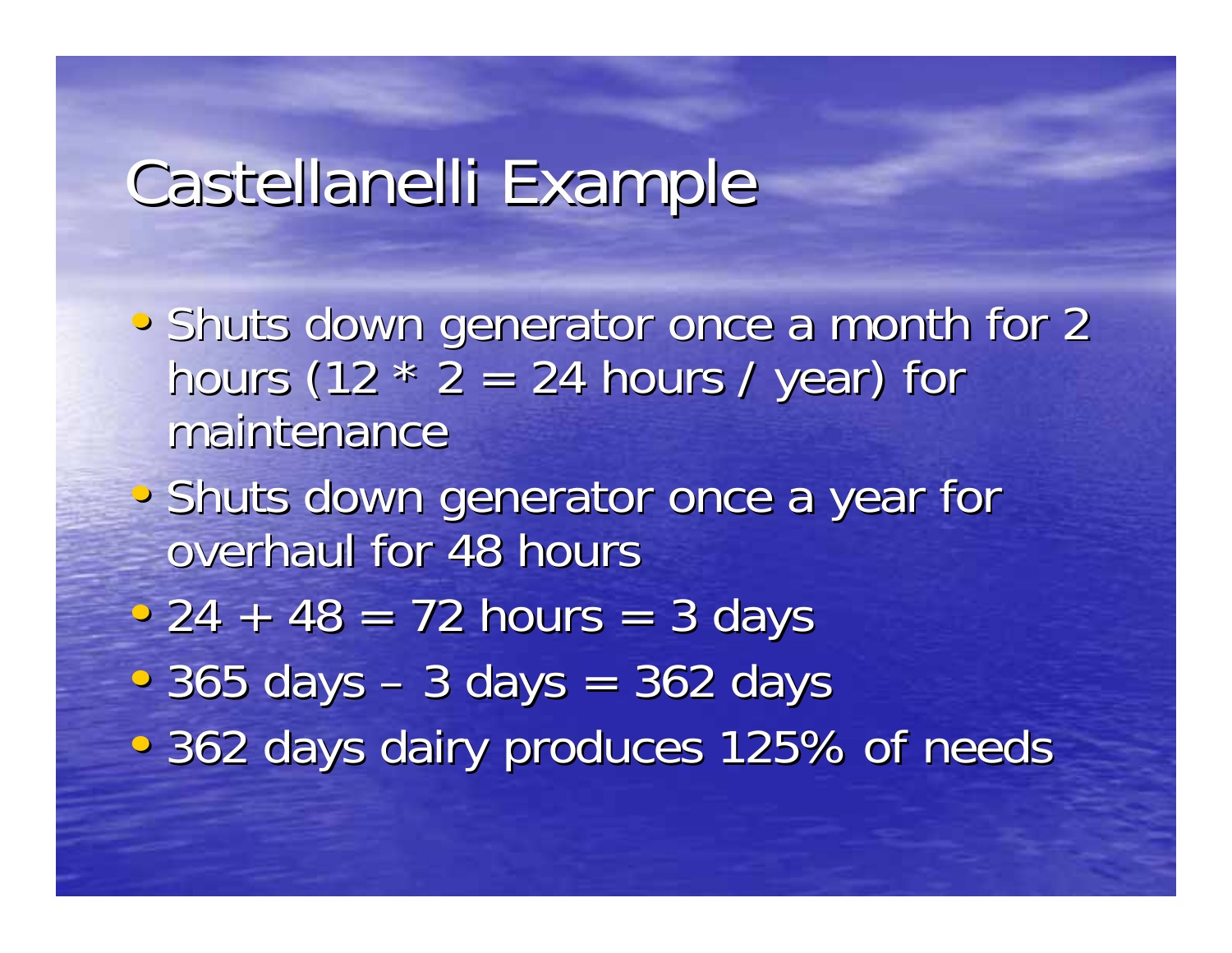# Castellanelli Example

- Shuts down generator once a month for 2 hours (12 * 2 = 24 hours / year) for maintenance
- Shuts down generator once a year for overhaul for 48 hours
- 24 + 48 = 72 hours = 3 days
- 365 days – 3 days = 362 days
- 362 days dairy produces 125% of needs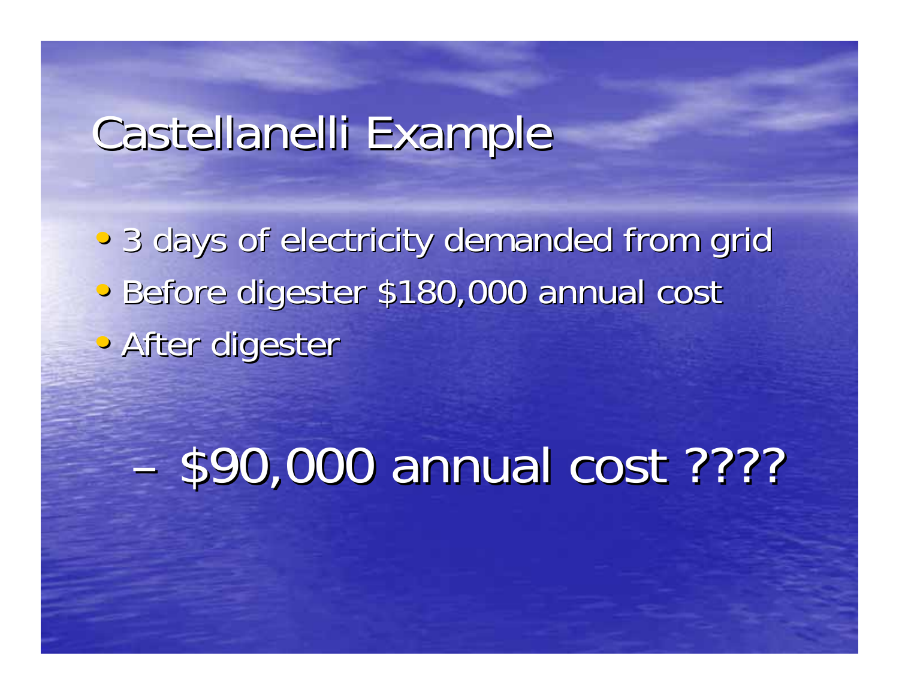# Castellanelli Example

- 3 days of electricity demanded from grid
- Before digester $180,000 annual cost
- After digester
  - $90,000 annual cost ????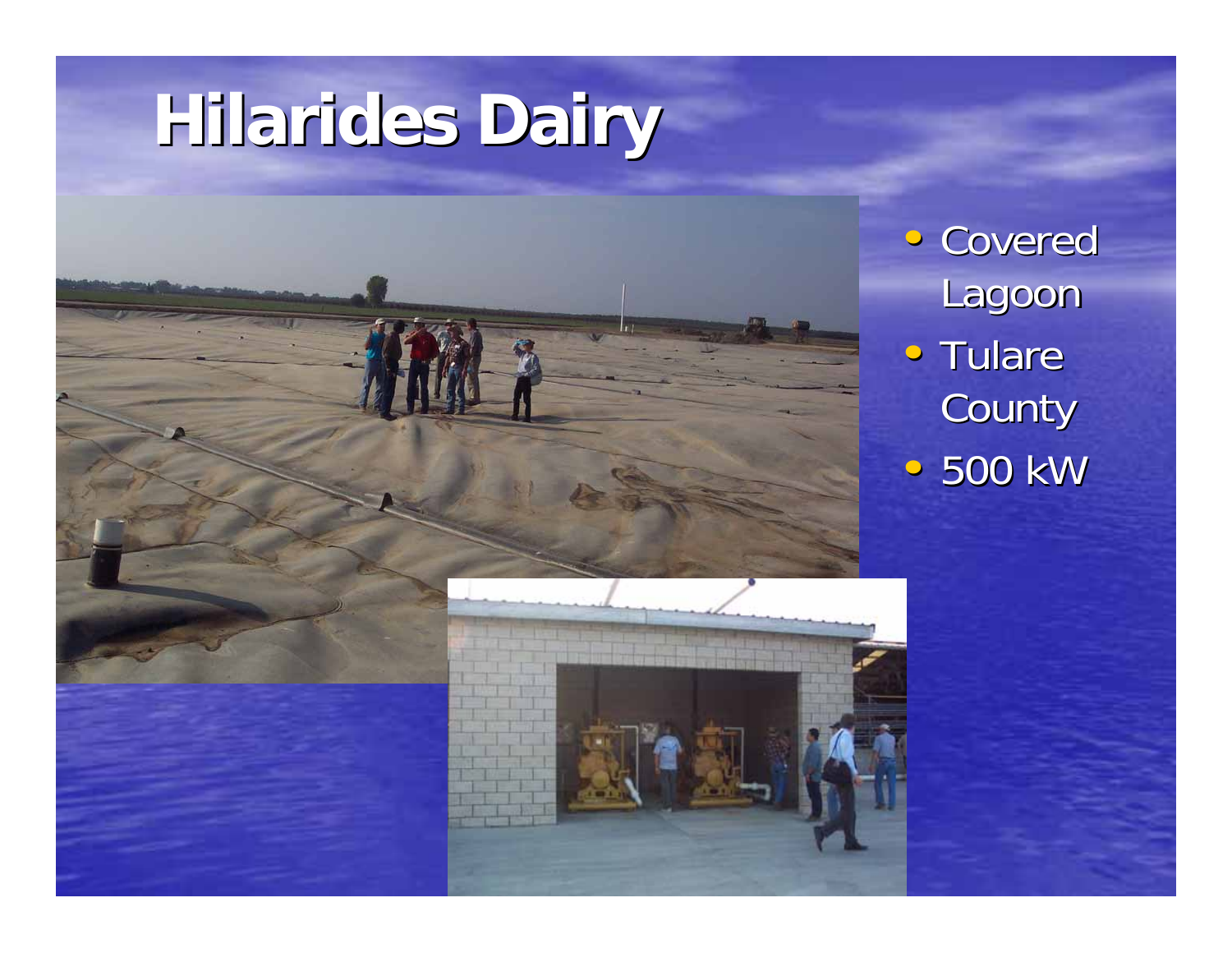# Hilarides Dairy

- Covered Lagoon
- Tulare County
- 500 kW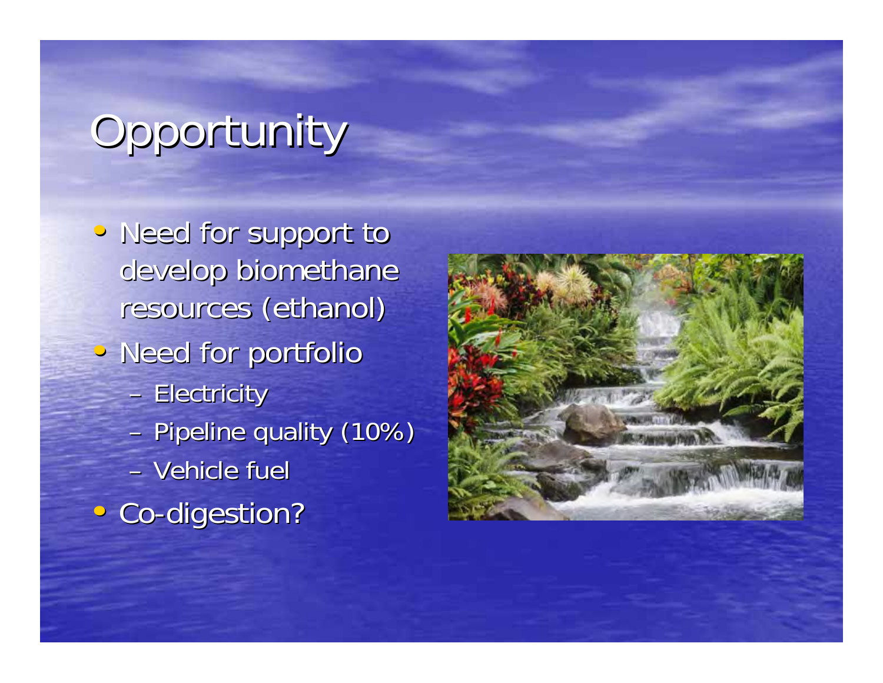# Opportunity

- Need for support to develop biomethane resources (ethanol)
- Need for portfolio
  - Electricity
  - Pipeline quality (10%)
  - Vehicle fuel
- Co-digestion?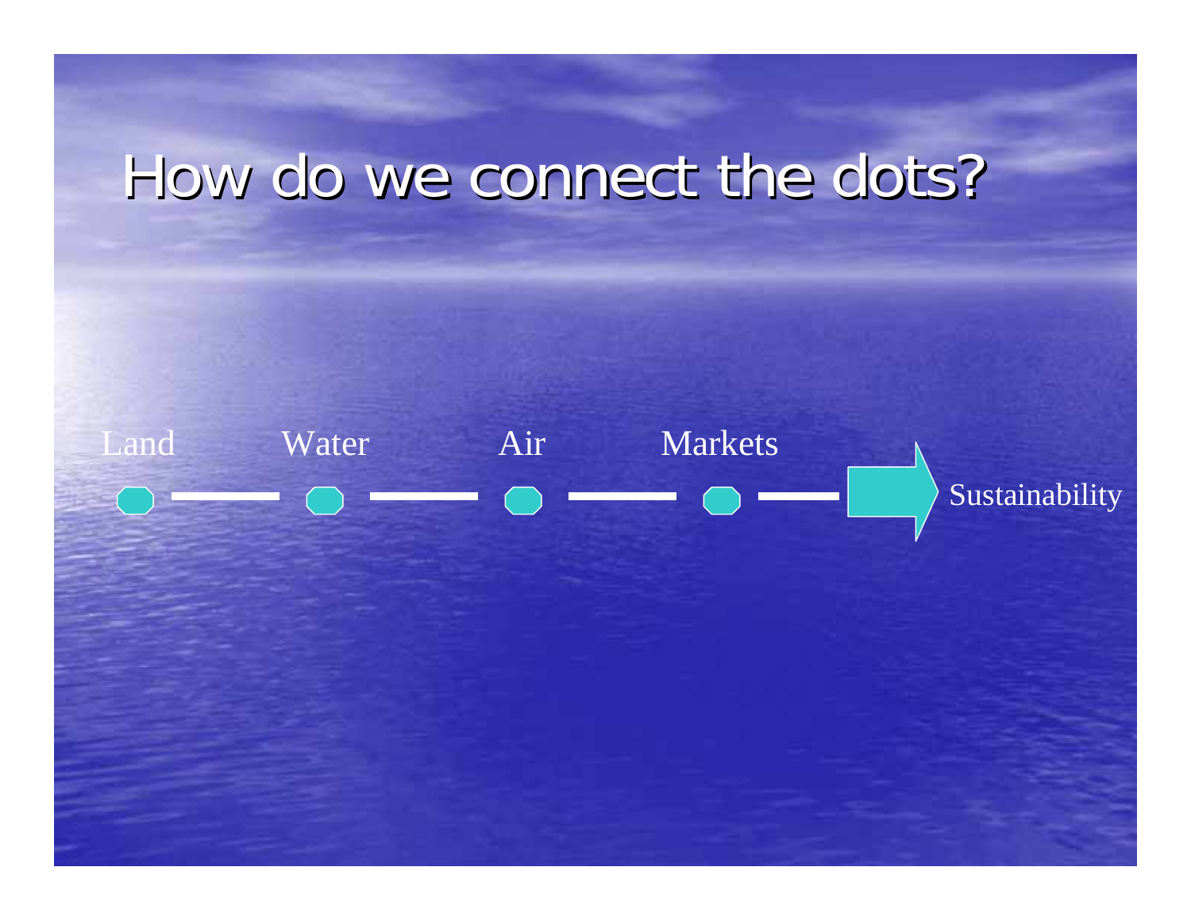# How do we connect the dots?

Land — Water — Air — Markets → Sustainability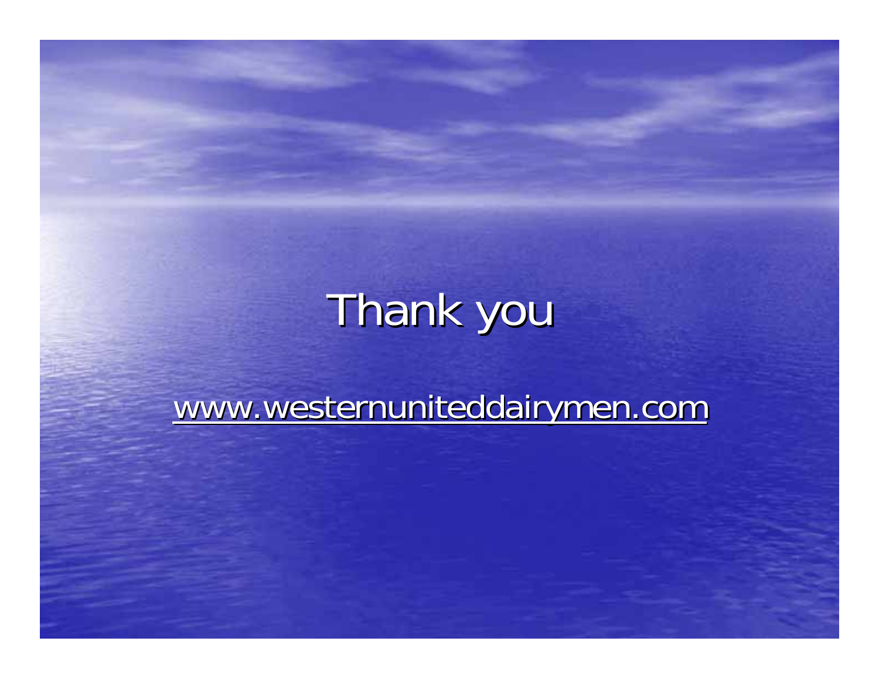# Thank you

[www.westernuniteddairymen.com](http://www.westernuniteddairymen.com)